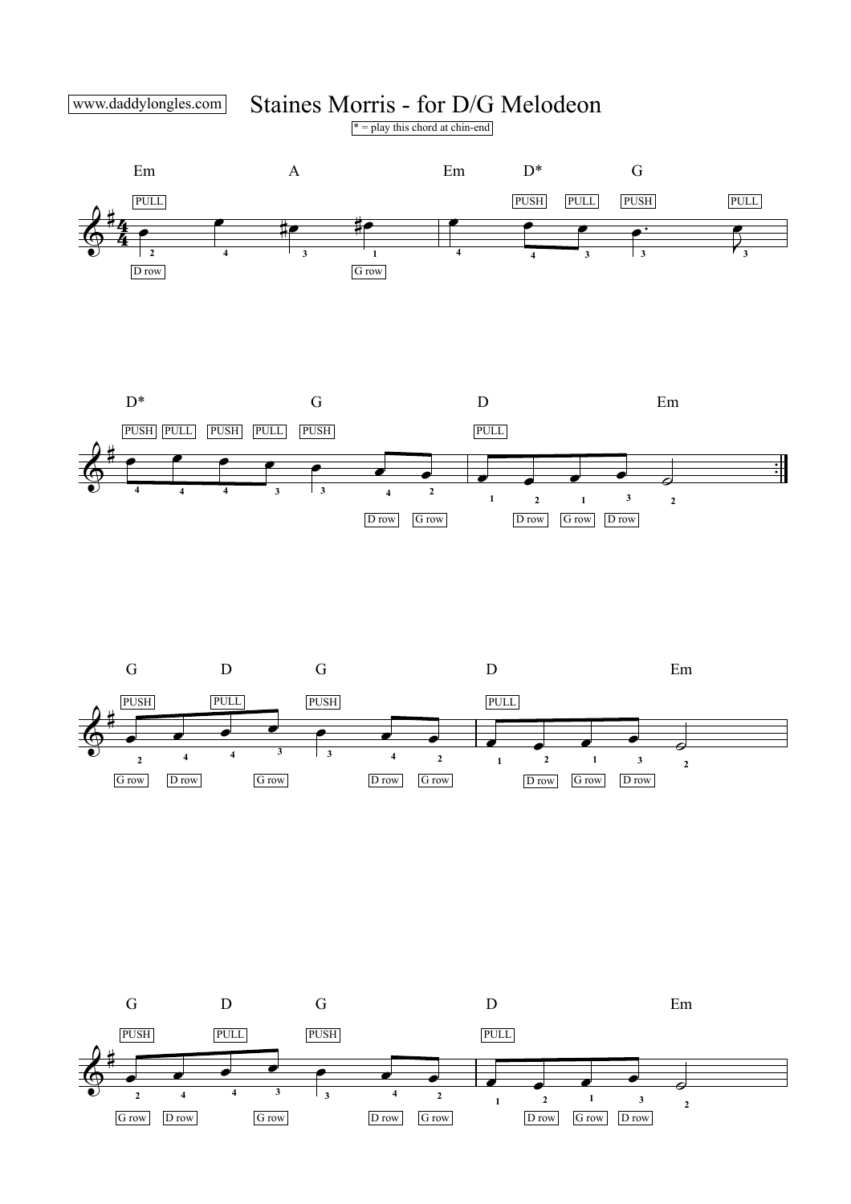www.daddylongles.com

# Staines Morris - for D/G Melodeon

* = play this chord at chin-end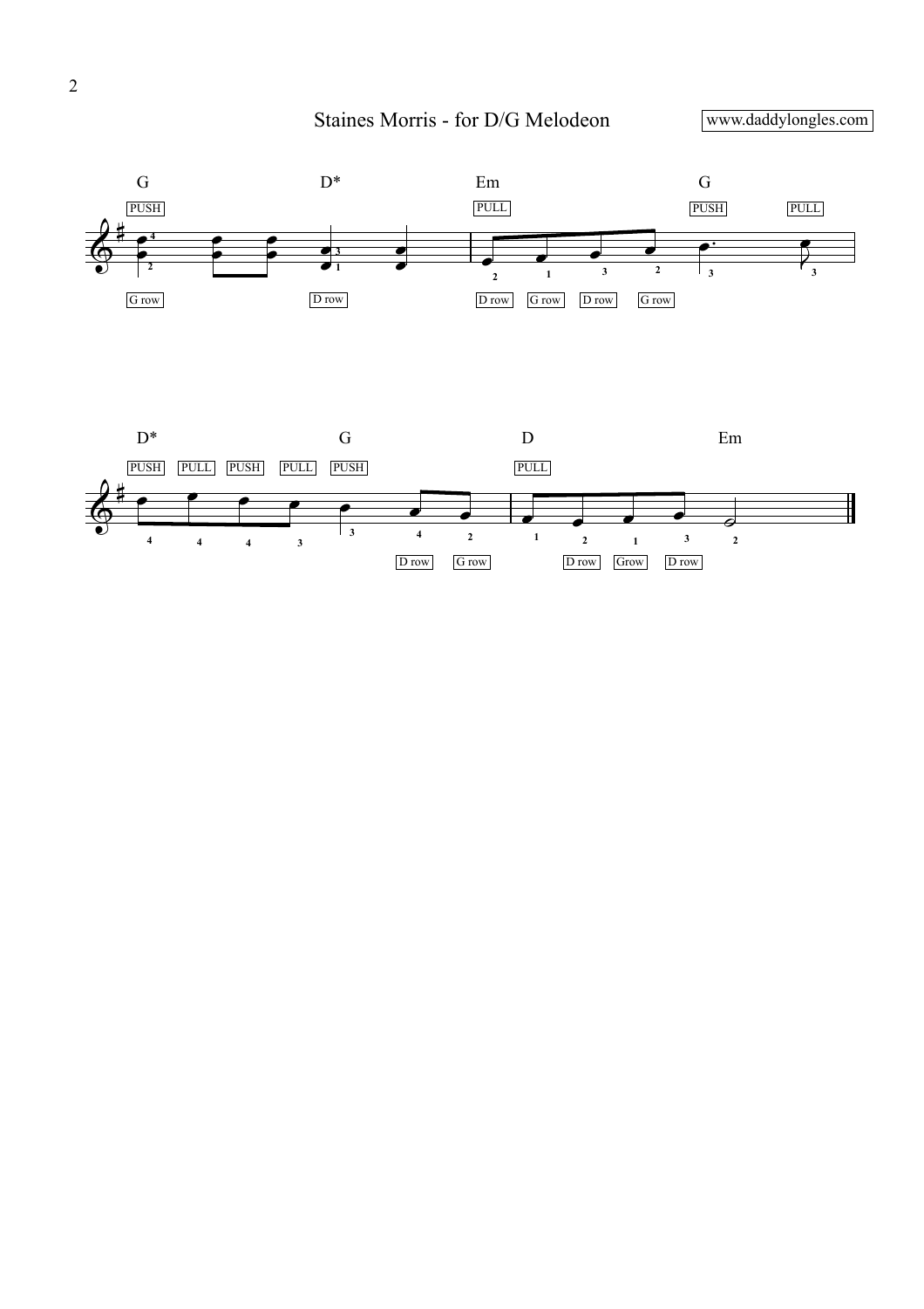# Staines Morris - for D/G Melodeon

www.daddylongles.com